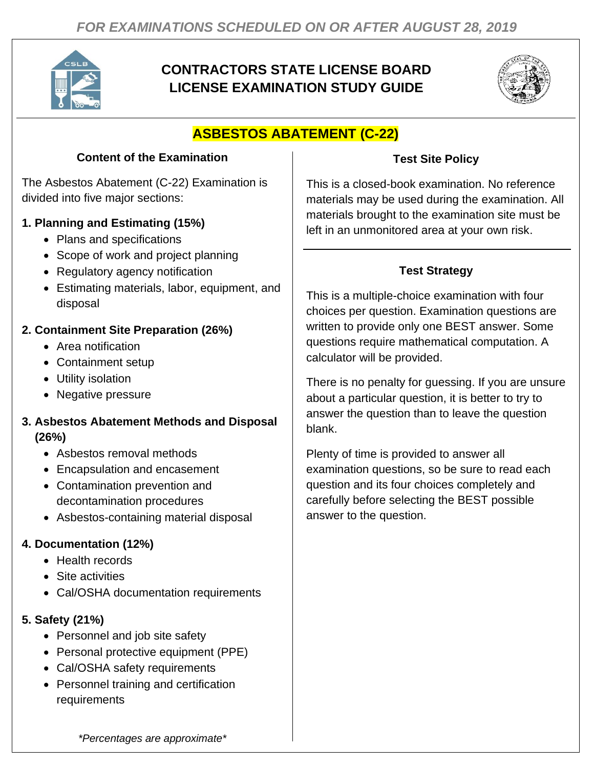*FOR EXAMINATIONS SCHEDULED ON OR AFTER AUGUST 28, 2019*

# CONTRACTORS STATE LICENSE BOARD LICENSE EXAMINATION STUDY GUIDE

## ASBESTOS ABATEMENT (C-22)

### Content of the Examination

The Asbestos Abatement (C-22) Examination is divided into five major sections:

**1. Planning and Estimating (15%)**

- Plans and specifications
- Scope of work and project planning
- Regulatory agency notification
- Estimating materials, labor, equipment, and disposal

**2. Containment Site Preparation (26%)**

- Area notification
- Containment setup
- Utility isolation
- Negative pressure

**3. Asbestos Abatement Methods and Disposal (26%)**

- Asbestos removal methods
- Encapsulation and encasement
- Contamination prevention and decontamination procedures
- Asbestos-containing material disposal

**4. Documentation (12%)**

- Health records
- Site activities
- Cal/OSHA documentation requirements

**5. Safety (21%)**

- Personnel and job site safety
- Personal protective equipment (PPE)
- Cal/OSHA safety requirements
- Personnel training and certification requirements

*\*Percentages are approximate\**

### Test Site Policy

This is a closed-book examination. No reference materials may be used during the examination. All materials brought to the examination site must be left in an unmonitored area at your own risk.

### Test Strategy

This is a multiple-choice examination with four choices per question. Examination questions are written to provide only one BEST answer. Some questions require mathematical computation. A calculator will be provided.

There is no penalty for guessing. If you are unsure about a particular question, it is better to try to answer the question than to leave the question blank.

Plenty of time is provided to answer all examination questions, so be sure to read each question and its four choices completely and carefully before selecting the BEST possible answer to the question.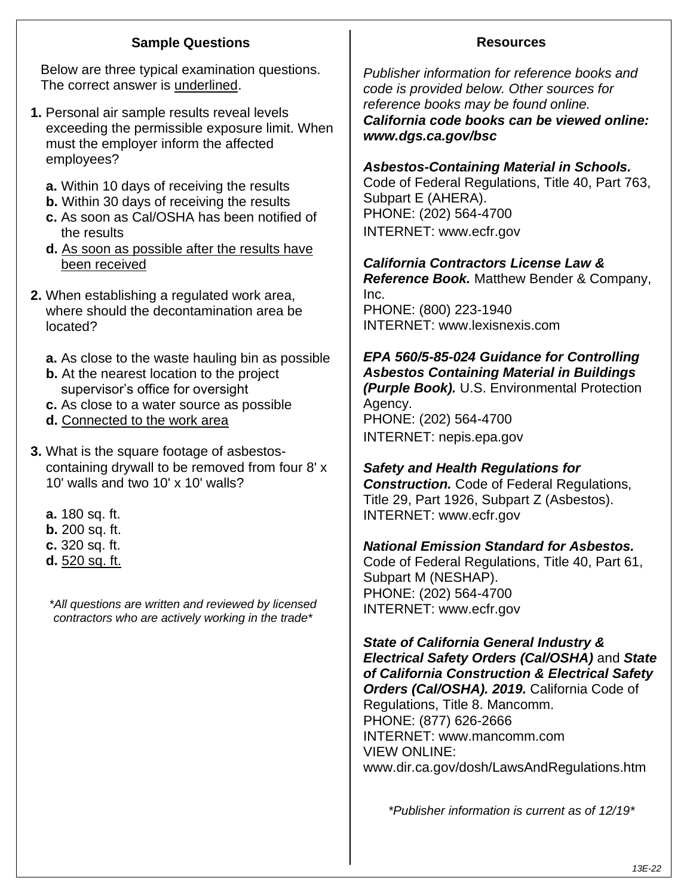## Sample Questions

Below are three typical examination questions. The correct answer is <u>underlined</u>.

**1.** Personal air sample results reveal levels exceeding the permissible exposure limit. When must the employer inform the affected employees?

- **a.** Within 10 days of receiving the results
- **b.** Within 30 days of receiving the results
- **c.** As soon as Cal/OSHA has been notified of the results
- **d.** <u>As soon as possible after the results have been received</u>

**2.** When establishing a regulated work area, where should the decontamination area be located?

- **a.** As close to the waste hauling bin as possible
- **b.** At the nearest location to the project supervisor's office for oversight
- **c.** As close to a water source as possible
- **d.** <u>Connected to the work area</u>

**3.** What is the square footage of asbestos-containing drywall to be removed from four 8' x 10' walls and two 10' x 10' walls?

- **a.** 180 sq. ft.
- **b.** 200 sq. ft.
- **c.** 320 sq. ft.
- **d.** <u>520 sq. ft.</u>

*All questions are written and reviewed by licensed contractors who are actively working in the trade*

## Resources

*Publisher information for reference books and code is provided below. Other sources for reference books may be found online.*
***California code books can be viewed online: www.dgs.ca.gov/bsc***

***Asbestos-Containing Material in Schools.*** Code of Federal Regulations, Title 40, Part 763, Subpart E (AHERA).
PHONE: (202) 564-4700
INTERNET: www.ecfr.gov

***California Contractors License Law & Reference Book.*** Matthew Bender & Company, Inc.
PHONE: (800) 223-1940
INTERNET: www.lexisnexis.com

***EPA 560/5-85-024 Guidance for Controlling Asbestos Containing Material in Buildings (Purple Book).*** U.S. Environmental Protection Agency.
PHONE: (202) 564-4700
INTERNET: nepis.epa.gov

***Safety and Health Regulations for Construction.*** Code of Federal Regulations, Title 29, Part 1926, Subpart Z (Asbestos).
INTERNET: www.ecfr.gov

***National Emission Standard for Asbestos.*** Code of Federal Regulations, Title 40, Part 61, Subpart M (NESHAP).
PHONE: (202) 564-4700
INTERNET: www.ecfr.gov

***State of California General Industry & Electrical Safety Orders (Cal/OSHA)*** and ***State of California Construction & Electrical Safety Orders (Cal/OSHA). 2019.*** California Code of Regulations, Title 8. Mancomm.
PHONE: (877) 626-2666
INTERNET: www.mancomm.com
VIEW ONLINE:
www.dir.ca.gov/dosh/LawsAndRegulations.htm

*Publisher information is current as of 12/19*